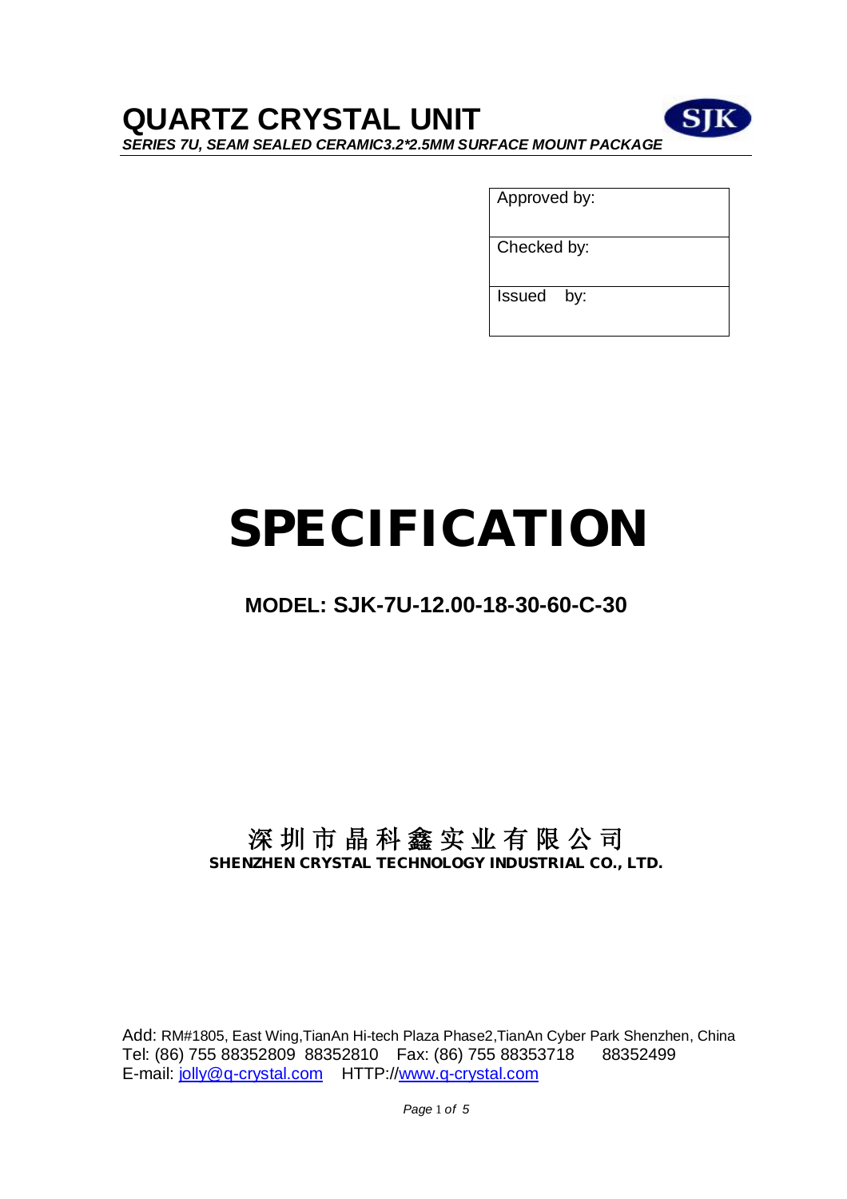# QUARTZ CRYSTAL UNIT

***SERIES 7U, SEAM SEALED CERAMIC3.2*2.5MM SURFACE MOUNT PACKAGE***

| Approved by: |
|---|
| Checked by: |
| Issued by: |

# SPECIFICATION

## MODEL: SJK-7U-12.00-18-30-60-C-30

深圳市晶科鑫实业有限公司

**SHENZHEN CRYSTAL TECHNOLOGY INDUSTRIAL CO., LTD.**

Add: RM#1805, East Wing,TianAn Hi-tech Plaza Phase2,TianAn Cyber Park Shenzhen, China
Tel: (86) 755 88352809 88352810 Fax: (86) 755 88353718 88352499
E-mail: jolly@q-crystal.com HTTP://www.q-crystal.com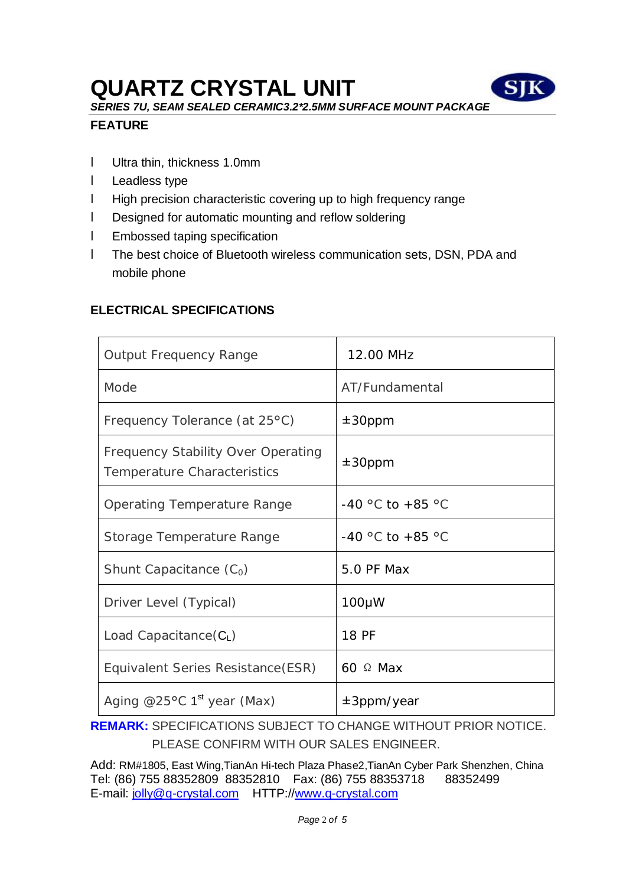# QUARTZ CRYSTAL UNIT

*SERIES 7U, SEAM SEALED CERAMIC3.2*2.5MM SURFACE MOUNT PACKAGE*

## FEATURE

- Ultra thin, thickness 1.0mm
- Leadless type
- High precision characteristic covering up to high frequency range
- Designed for automatic mounting and reflow soldering
- Embossed taping specification
- The best choice of Bluetooth wireless communication sets, DSN, PDA and mobile phone

## ELECTRICAL SPECIFICATIONS

| Parameter | Value |
|---|---|
| Output Frequency Range | 12.00 MHz |
| Mode | AT/Fundamental |
| Frequency Tolerance (at 25°C) | ±30ppm |
| Frequency Stability Over Operating Temperature Characteristics | ±30ppm |
| Operating Temperature Range | -40 °C to +85 °C |
| Storage Temperature Range | -40 °C to +85 °C |
| Shunt Capacitance ($C_0$) | 5.0 PF Max |
| Driver Level (Typical) | 100μW |
| Load Capacitance($C_L$) | 18 PF |
| Equivalent Series Resistance(ESR) | 60 Ω Max |
| Aging @25°C 1st year (Max) | ±3ppm/year |

**REMARK:** SPECIFICATIONS SUBJECT TO CHANGE WITHOUT PRIOR NOTICE. PLEASE CONFIRM WITH OUR SALES ENGINEER.

Add: RM#1805, East Wing,TianAn Hi-tech Plaza Phase2,TianAn Cyber Park Shenzhen, China
Tel: (86) 755 88352809 88352810 Fax: (86) 755 88353718 88352499
E-mail: jolly@q-crystal.com HTTP://www.q-crystal.com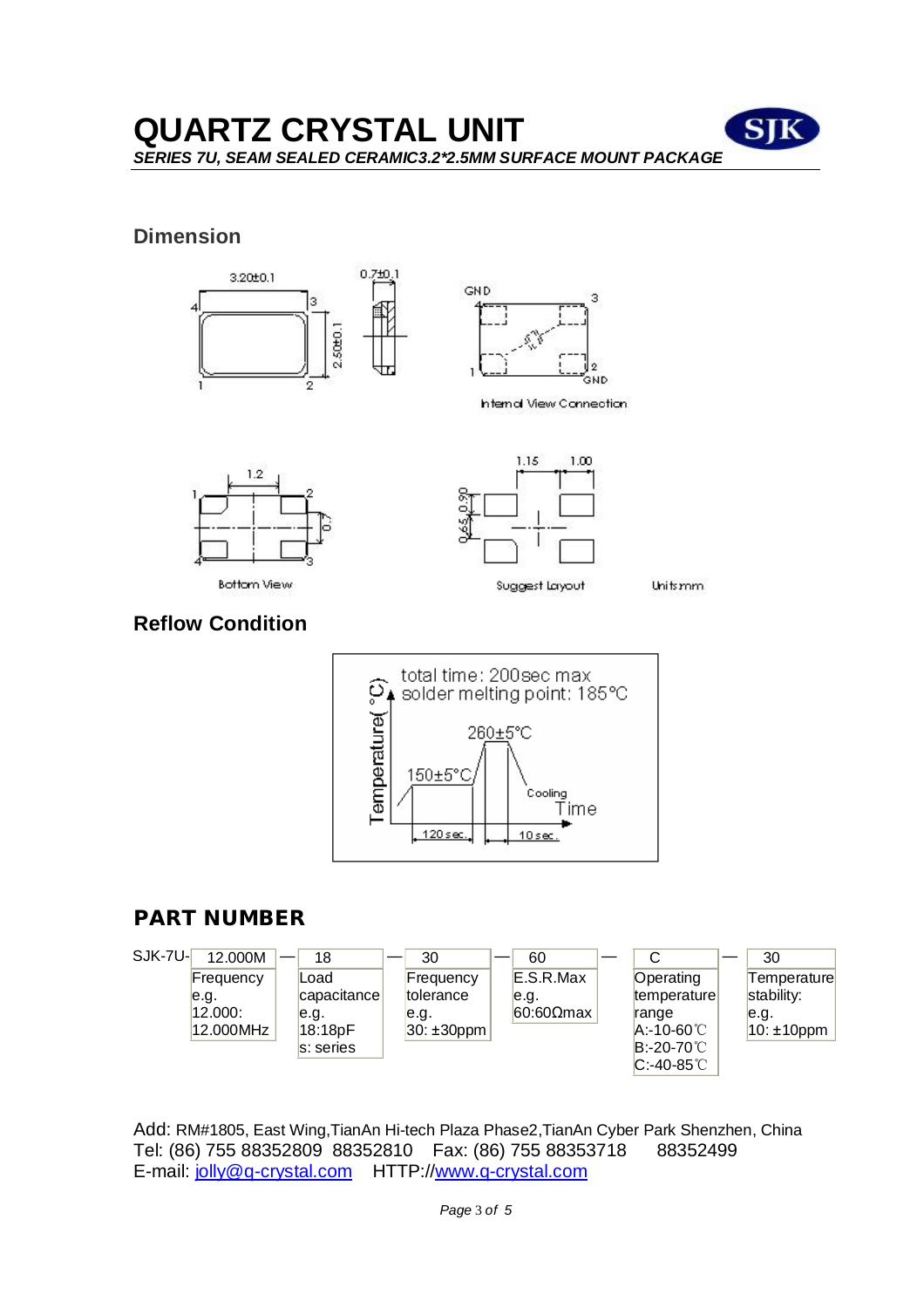# QUARTZ CRYSTAL UNIT

*SERIES 7U, SEAM SEALED CERAMIC3.2*2.5MM SURFACE MOUNT PACKAGE*

## Dimension

3.20±0.1    0.7±0.1    2.50±0.1

GND    Internal View Connection    GND

1.2    0.7    Bottom View

1.15    1.00    0.65    0.90    Suggest Layout    Units:mm

## Reflow Condition

total time: 200sec max
solder melting point: 185°C

260±5°C
150±5°C
Cooling
Temperature(°C)
Time
120sec.
10sec.

## PART NUMBER

| SJK-7U- | 12.000M | — | 18 | — | 30 | — | 60 | — | C | — | 30 |
|---|---|---|---|---|---|---|---|---|---|---|---|
| | Frequency e.g. 12.000: 12.000MHz | | Load capacitance e.g. 18:18pF s: series | | Frequency tolerance e.g. 30: ±30ppm | | E.S.R.Max e.g. 60:60Ωmax | | Operating temperature range A:-10-60℃ B:-20-70℃ C:-40-85℃ | | Temperature stability: e.g. 10: ±10ppm |

Add: RM#1805, East Wing,TianAn Hi-tech Plaza Phase2,TianAn Cyber Park Shenzhen, China
Tel: (86) 755 88352809 88352810 Fax: (86) 755 88353718 88352499
E-mail: jolly@q-crystal.com HTTP://www.q-crystal.com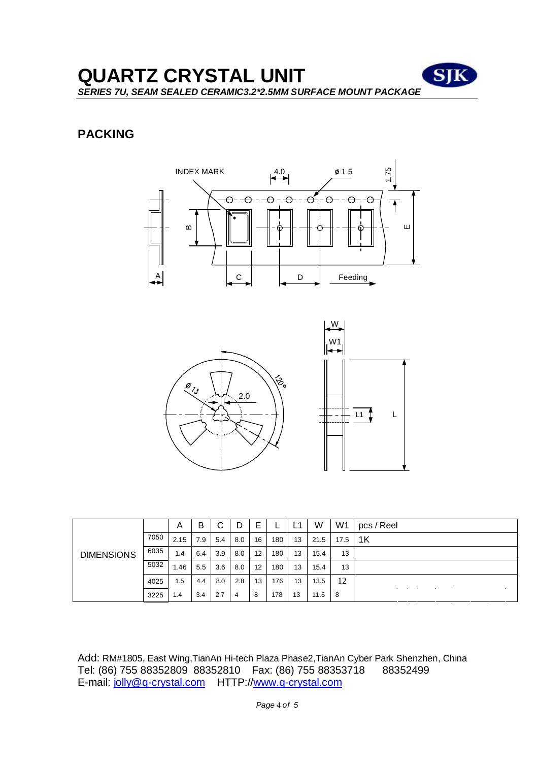# QUARTZ CRYSTAL UNIT

***SERIES 7U, SEAM SEALED CERAMIC3.2*2.5MM SURFACE MOUNT PACKAGE***

## PACKING

| | | A | B | C | D | E | L | L1 | W | W1 | pcs / Reel |
|---|---|---|---|---|---|---|---|---|---|---|---|
| DIMENSIONS | 7050 | 2.15 | 7.9 | 5.4 | 8.0 | 16 | 180 | 13 | 21.5 | 17.5 | 1K |
| | 6035 | 1.4 | 6.4 | 3.9 | 8.0 | 12 | 180 | 13 | 15.4 | 13 | |
| | 5032 | 1.46 | 5.5 | 3.6 | 8.0 | 12 | 180 | 13 | 15.4 | 13 | |
| | 4025 | 1.5 | 4.4 | 8.0 | 2.8 | 13 | 176 | 13 | 13.5 | 12 | |
| | 3225 | 1.4 | 3.4 | 2.7 | 4 | 8 | 178 | 13 | 11.5 | 8 | |

Add: RM#1805, East Wing,TianAn Hi-tech Plaza Phase2,TianAn Cyber Park Shenzhen, China
Tel: (86) 755 88352809 88352810 Fax: (86) 755 88353718 88352499
E-mail: jolly@q-crystal.com HTTP://www.q-crystal.com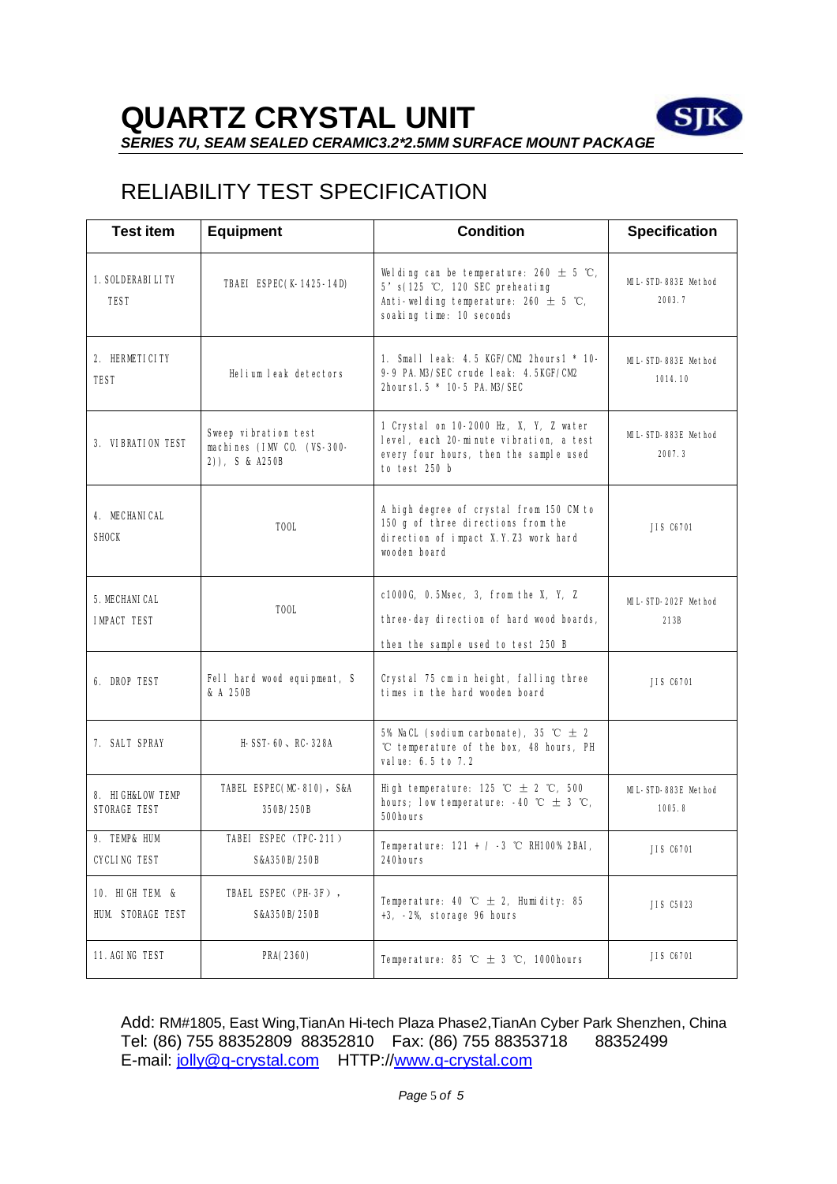# QUARTZ CRYSTAL UNIT

***SERIES 7U, SEAM SEALED CERAMIC3.2*2.5MM SURFACE MOUNT PACKAGE***

## RELIABILITY TEST SPECIFICATION

| Test item | Equipment | Condition | Specification |
|---|---|---|---|
| 1. SOLDERABILITY TEST | TBAEI ESPEC(K-1425-14D) | Welding can be temperature: 260 ± 5 ℃, 5's(125 ℃, 120 SEC preheating Anti-welding temperature: 260 ± 5 ℃, soaking time: 10 seconds | MIL-STD-883E Method 2003.7 |
| 2. HERMETICITY TEST | Helium leak detectors | 1. Small leak: 4.5 KGF/CM2 2hours1 * 10-9-9 PA.M3/SEC crude leak: 4.5KGF/CM2 2hours1.5 * 10-5 PA.M3/SEC | MIL-STD-883E Method 1014.10 |
| 3. VIBRATION TEST | Sweep vibration test machines (IMV CO. (VS-300-2)), S & A250B | 1 Crystal on 10-2000 Hz, X, Y, Z water level, each 20-minute vibration, a test every four hours, then the sample used to test 250 b | MIL-STD-883E Method 2007.3 |
| 4. MECHANICAL SHOCK | TOOL | A high degree of crystal from 150 CM to 150 g of three directions from the direction of impact X.Y.Z3 work hard wooden board | JIS C6701 |
| 5. MECHANICAL IMPACT TEST | TOOL | c1000G, 0.5Msec, 3, from the X, Y, Z three-day direction of hard wood boards, then the sample used to test 250 B | MIL-STD-202F Method 213B |
| 6. DROP TEST | Fell hard wood equipment, S & A 250B | Crystal 75 cm in height, falling three times in the hard wooden board | JIS C6701 |
| 7. SALT SPRAY | H-SST-60、RC-328A | 5% NaCL (sodium carbonate), 35 ℃ ± 2 ℃ temperature of the box, 48 hours, PH value: 6.5 to 7.2 | |
| 8. HIGH&LOW TEMP STORAGE TEST | TABEL ESPEC(MC-810), S&A 350B/250B | High temperature: 125 ℃ ± 2 ℃, 500 hours; low temperature: -40 ℃ ± 3 ℃, 500hours | MIL-STD-883E Method 1005.8 |
| 9. TEMP& HUM CYCLING TEST | TABEI ESPEC (TPC-211) S&A350B/250B | Temperature: 121 + / -3 ℃ RH100% 2BAI, 240hours | JIS C6701 |
| 10. HIGH TEM. & HUM. STORAGE TEST | TBAEL ESPEC (PH-3F), S&A350B/250B | Temperature: 40 ℃ ± 2, Humidity: 85 +3, -2%, storage 96 hours | JIS C5023 |
| 11. AGING TEST | PRA(2360) | Temperature: 85 ℃ ± 3 ℃, 1000hours | JIS C6701 |

Add: RM#1805, East Wing,TianAn Hi-tech Plaza Phase2,TianAn Cyber Park Shenzhen, China
Tel: (86) 755 88352809 88352810 Fax: (86) 755 88353718 88352499
E-mail: jolly@q-crystal.com HTTP://www.q-crystal.com